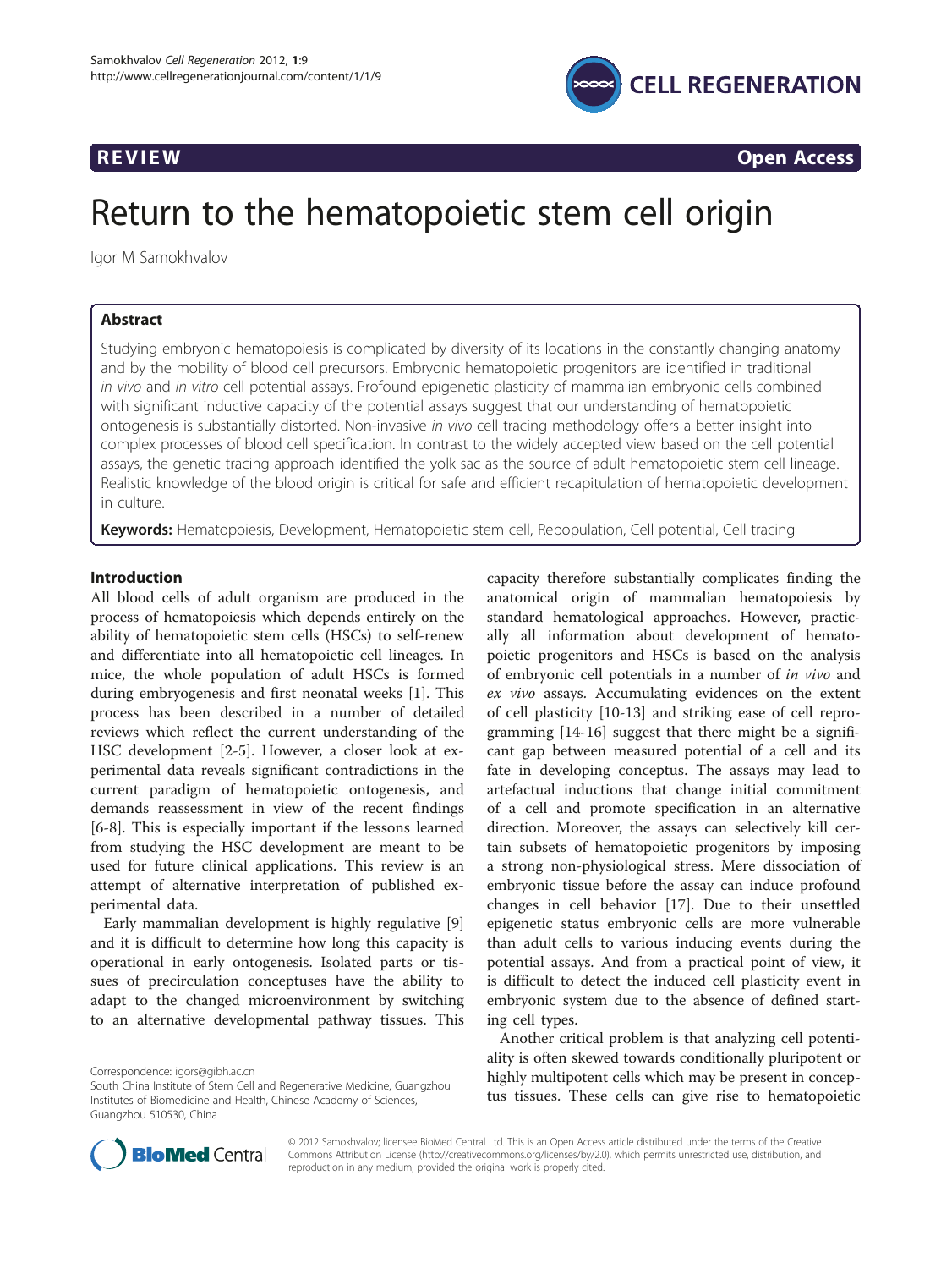REVIEW Open Access

# Return to the hematopoietic stem cell origin

Igor M Samokhvalov

## Abstract

Studying embryonic hematopoiesis is complicated by diversity of its locations in the constantly changing anatomy and by the mobility of blood cell precursors. Embryonic hematopoietic progenitors are identified in traditional *in vivo* and *in vitro* cell potential assays. Profound epigenetic plasticity of mammalian embryonic cells combined with significant inductive capacity of the potential assays suggest that our understanding of hematopoietic ontogenesis is substantially distorted. Non-invasive *in vivo* cell tracing methodology offers a better insight into complex processes of blood cell specification. In contrast to the widely accepted view based on the cell potential assays, the genetic tracing approach identified the yolk sac as the source of adult hematopoietic stem cell lineage. Realistic knowledge of the blood origin is critical for safe and efficient recapitulation of hematopoietic development in culture.

**Keywords:** Hematopoiesis, Development, Hematopoietic stem cell, Repopulation, Cell potential, Cell tracing

## Introduction

All blood cells of adult organism are produced in the process of hematopoiesis which depends entirely on the ability of hematopoietic stem cells (HSCs) to self-renew and differentiate into all hematopoietic cell lineages. In mice, the whole population of adult HSCs is formed during embryogenesis and first neonatal weeks [1]. This process has been described in a number of detailed reviews which reflect the current understanding of the HSC development [2-5]. However, a closer look at experimental data reveals significant contradictions in the current paradigm of hematopoietic ontogenesis, and demands reassessment in view of the recent findings [6-8]. This is especially important if the lessons learned from studying the HSC development are meant to be used for future clinical applications. This review is an attempt of alternative interpretation of published experimental data.

Early mammalian development is highly regulative [9] and it is difficult to determine how long this capacity is operational in early ontogenesis. Isolated parts or tissues of precirculation conceptuses have the ability to adapt to the changed microenvironment by switching to an alternative developmental pathway tissues. This capacity therefore substantially complicates finding the anatomical origin of mammalian hematopoiesis by standard hematological approaches. However, practically all information about development of hematopoietic progenitors and HSCs is based on the analysis of embryonic cell potentials in a number of *in vivo* and *ex vivo* assays. Accumulating evidences on the extent of cell plasticity [10-13] and striking ease of cell reprogramming [14-16] suggest that there might be a significant gap between measured potential of a cell and its fate in developing conceptus. The assays may lead to artefactual inductions that change initial commitment of a cell and promote specification in an alternative direction. Moreover, the assays can selectively kill certain subsets of hematopoietic progenitors by imposing a strong non-physiological stress. Mere dissociation of embryonic tissue before the assay can induce profound changes in cell behavior [17]. Due to their unsettled epigenetic status embryonic cells are more vulnerable than adult cells to various inducing events during the potential assays. And from a practical point of view, it is difficult to detect the induced cell plasticity event in embryonic system due to the absence of defined starting cell types.

Another critical problem is that analyzing cell potentiality is often skewed towards conditionally pluripotent or highly multipotent cells which may be present in conceptus tissues. These cells can give rise to hematopoietic

Correspondence: igors@gibh.ac.cn
South China Institute of Stem Cell and Regenerative Medicine, Guangzhou Institutes of Biomedicine and Health, Chinese Academy of Sciences, Guangzhou 510530, China

© 2012 Samokhvalov; licensee BioMed Central Ltd. This is an Open Access article distributed under the terms of the Creative Commons Attribution License (http://creativecommons.org/licenses/by/2.0), which permits unrestricted use, distribution, and reproduction in any medium, provided the original work is properly cited.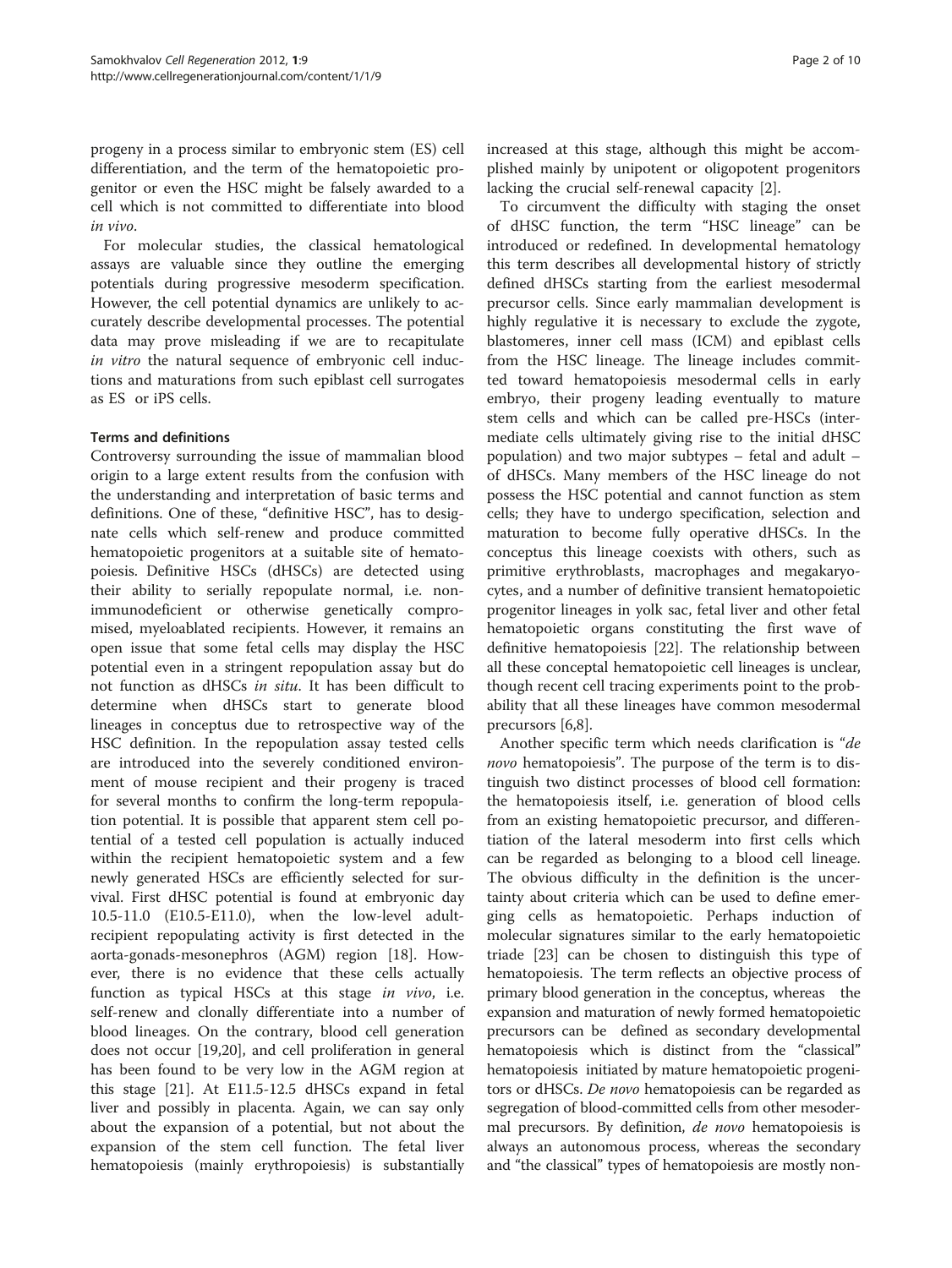progeny in a process similar to embryonic stem (ES) cell differentiation, and the term of the hematopoietic progenitor or even the HSC might be falsely awarded to a cell which is not committed to differentiate into blood *in vivo*.

For molecular studies, the classical hematological assays are valuable since they outline the emerging potentials during progressive mesoderm specification. However, the cell potential dynamics are unlikely to accurately describe developmental processes. The potential data may prove misleading if we are to recapitulate *in vitro* the natural sequence of embryonic cell inductions and maturations from such epiblast cell surrogates as ES or iPS cells.

## Terms and definitions

Controversy surrounding the issue of mammalian blood origin to a large extent results from the confusion with the understanding and interpretation of basic terms and definitions. One of these, "definitive HSC", has to designate cells which self-renew and produce committed hematopoietic progenitors at a suitable site of hematopoiesis. Definitive HSCs (dHSCs) are detected using their ability to serially repopulate normal, i.e. non-immunodeficient or otherwise genetically compromised, myeloablated recipients. However, it remains an open issue that some fetal cells may display the HSC potential even in a stringent repopulation assay but do not function as dHSCs *in situ*. It has been difficult to determine when dHSCs start to generate blood lineages in conceptus due to retrospective way of the HSC definition. In the repopulation assay tested cells are introduced into the severely conditioned environment of mouse recipient and their progeny is traced for several months to confirm the long-term repopulation potential. It is possible that apparent stem cell potential of a tested cell population is actually induced within the recipient hematopoietic system and a few newly generated HSCs are efficiently selected for survival. First dHSC potential is found at embryonic day 10.5-11.0 (E10.5-E11.0), when the low-level adult-recipient repopulating activity is first detected in the aorta-gonads-mesonephros (AGM) region [18]. However, there is no evidence that these cells actually function as typical HSCs at this stage *in vivo*, i.e. self-renew and clonally differentiate into a number of blood lineages. On the contrary, blood cell generation does not occur [19,20], and cell proliferation in general has been found to be very low in the AGM region at this stage [21]. At E11.5-12.5 dHSCs expand in fetal liver and possibly in placenta. Again, we can say only about the expansion of a potential, but not about the expansion of the stem cell function. The fetal liver hematopoiesis (mainly erythropoiesis) is substantially increased at this stage, although this might be accomplished mainly by unipotent or oligopotent progenitors lacking the crucial self-renewal capacity [2].

To circumvent the difficulty with staging the onset of dHSC function, the term "HSC lineage" can be introduced or redefined. In developmental hematology this term describes all developmental history of strictly defined dHSCs starting from the earliest mesodermal precursor cells. Since early mammalian development is highly regulative it is necessary to exclude the zygote, blastomeres, inner cell mass (ICM) and epiblast cells from the HSC lineage. The lineage includes committed toward hematopoiesis mesodermal cells in early embryo, their progeny leading eventually to mature stem cells and which can be called pre-HSCs (intermediate cells ultimately giving rise to the initial dHSC population) and two major subtypes – fetal and adult – of dHSCs. Many members of the HSC lineage do not possess the HSC potential and cannot function as stem cells; they have to undergo specification, selection and maturation to become fully operative dHSCs. In the conceptus this lineage coexists with others, such as primitive erythroblasts, macrophages and megakaryocytes, and a number of definitive transient hematopoietic progenitor lineages in yolk sac, fetal liver and other fetal hematopoietic organs constituting the first wave of definitive hematopoiesis [22]. The relationship between all these conceptal hematopoietic cell lineages is unclear, though recent cell tracing experiments point to the probability that all these lineages have common mesodermal precursors [6,8].

Another specific term which needs clarification is "*de novo* hematopoiesis". The purpose of the term is to distinguish two distinct processes of blood cell formation: the hematopoiesis itself, i.e. generation of blood cells from an existing hematopoietic precursor, and differentiation of the lateral mesoderm into first cells which can be regarded as belonging to a blood cell lineage. The obvious difficulty in the definition is the uncertainty about criteria which can be used to define emerging cells as hematopoietic. Perhaps induction of molecular signatures similar to the early hematopoietic triade [23] can be chosen to distinguish this type of hematopoiesis. The term reflects an objective process of primary blood generation in the conceptus, whereas the expansion and maturation of newly formed hematopoietic precursors can be defined as secondary developmental hematopoiesis which is distinct from the "classical" hematopoiesis initiated by mature hematopoietic progenitors or dHSCs. *De novo* hematopoiesis can be regarded as segregation of blood-committed cells from other mesodermal precursors. By definition, *de novo* hematopoiesis is always an autonomous process, whereas the secondary and "the classical" types of hematopoiesis are mostly non-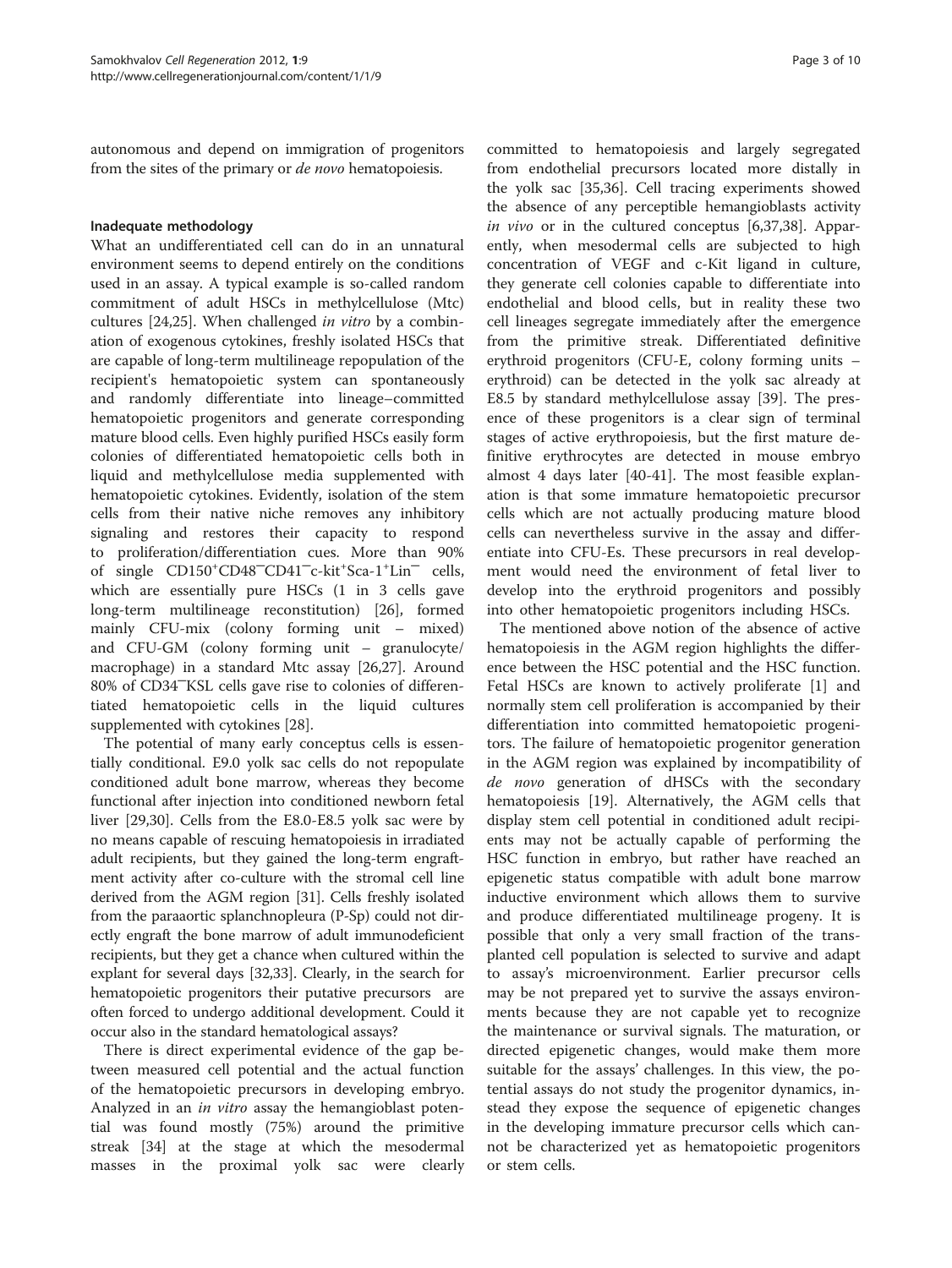autonomous and depend on immigration of progenitors from the sites of the primary or *de novo* hematopoiesis.

### Inadequate methodology

What an undifferentiated cell can do in an unnatural environment seems to depend entirely on the conditions used in an assay. A typical example is so-called random commitment of adult HSCs in methylcellulose (Mtc) cultures [24,25]. When challenged *in vitro* by a combination of exogenous cytokines, freshly isolated HSCs that are capable of long-term multilineage repopulation of the recipient's hematopoietic system can spontaneously and randomly differentiate into lineage–committed hematopoietic progenitors and generate corresponding mature blood cells. Even highly purified HSCs easily form colonies of differentiated hematopoietic cells both in liquid and methylcellulose media supplemented with hematopoietic cytokines. Evidently, isolation of the stem cells from their native niche removes any inhibitory signaling and restores their capacity to respond to proliferation/differentiation cues. More than 90% of single $CD150^{+}CD48^{-}CD41^{-}c\text{-}kit^{+}Sca\text{-}1^{+}Lin^{-}$ cells, which are essentially pure HSCs (1 in 3 cells gave long-term multilineage reconstitution) [26], formed mainly CFU-mix (colony forming unit – mixed) and CFU-GM (colony forming unit – granulocyte/ macrophage) in a standard Mtc assay [26,27]. Around 80% of $CD34^{-}$KSL cells gave rise to colonies of differentiated hematopoietic cells in the liquid cultures supplemented with cytokines [28].

The potential of many early conceptus cells is essentially conditional. E9.0 yolk sac cells do not repopulate conditioned adult bone marrow, whereas they become functional after injection into conditioned newborn fetal liver [29,30]. Cells from the E8.0-E8.5 yolk sac were by no means capable of rescuing hematopoiesis in irradiated adult recipients, but they gained the long-term engraftment activity after co-culture with the stromal cell line derived from the AGM region [31]. Cells freshly isolated from the paraaortic splanchnopleura (P-Sp) could not directly engraft the bone marrow of adult immunodeficient recipients, but they get a chance when cultured within the explant for several days [32,33]. Clearly, in the search for hematopoietic progenitors their putative precursors are often forced to undergo additional development. Could it occur also in the standard hematological assays?

There is direct experimental evidence of the gap between measured cell potential and the actual function of the hematopoietic precursors in developing embryo. Analyzed in an *in vitro* assay the hemangioblast potential was found mostly (75%) around the primitive streak [34] at the stage at which the mesodermal masses in the proximal yolk sac were clearly committed to hematopoiesis and largely segregated from endothelial precursors located more distally in the yolk sac [35,36]. Cell tracing experiments showed the absence of any perceptible hemangioblasts activity *in vivo* or in the cultured conceptus [6,37,38]. Apparently, when mesodermal cells are subjected to high concentration of VEGF and c-Kit ligand in culture, they generate cell colonies capable to differentiate into endothelial and blood cells, but in reality these two cell lineages segregate immediately after the emergence from the primitive streak. Differentiated definitive erythroid progenitors (CFU-E, colony forming units – erythroid) can be detected in the yolk sac already at E8.5 by standard methylcellulose assay [39]. The presence of these progenitors is a clear sign of terminal stages of active erythropoiesis, but the first mature definitive erythrocytes are detected in mouse embryo almost 4 days later [40-41]. The most feasible explanation is that some immature hematopoietic precursor cells which are not actually producing mature blood cells can nevertheless survive in the assay and differentiate into CFU-Es. These precursors in real development would need the environment of fetal liver to develop into the erythroid progenitors and possibly into other hematopoietic progenitors including HSCs.

The mentioned above notion of the absence of active hematopoiesis in the AGM region highlights the difference between the HSC potential and the HSC function. Fetal HSCs are known to actively proliferate [1] and normally stem cell proliferation is accompanied by their differentiation into committed hematopoietic progenitors. The failure of hematopoietic progenitor generation in the AGM region was explained by incompatibility of *de novo* generation of dHSCs with the secondary hematopoiesis [19]. Alternatively, the AGM cells that display stem cell potential in conditioned adult recipients may not be actually capable of performing the HSC function in embryo, but rather have reached an epigenetic status compatible with adult bone marrow inductive environment which allows them to survive and produce differentiated multilineage progeny. It is possible that only a very small fraction of the transplanted cell population is selected to survive and adapt to assay's microenvironment. Earlier precursor cells may be not prepared yet to survive the assays environments because they are not capable yet to recognize the maintenance or survival signals. The maturation, or directed epigenetic changes, would make them more suitable for the assays' challenges. In this view, the potential assays do not study the progenitor dynamics, instead they expose the sequence of epigenetic changes in the developing immature precursor cells which cannot be characterized yet as hematopoietic progenitors or stem cells.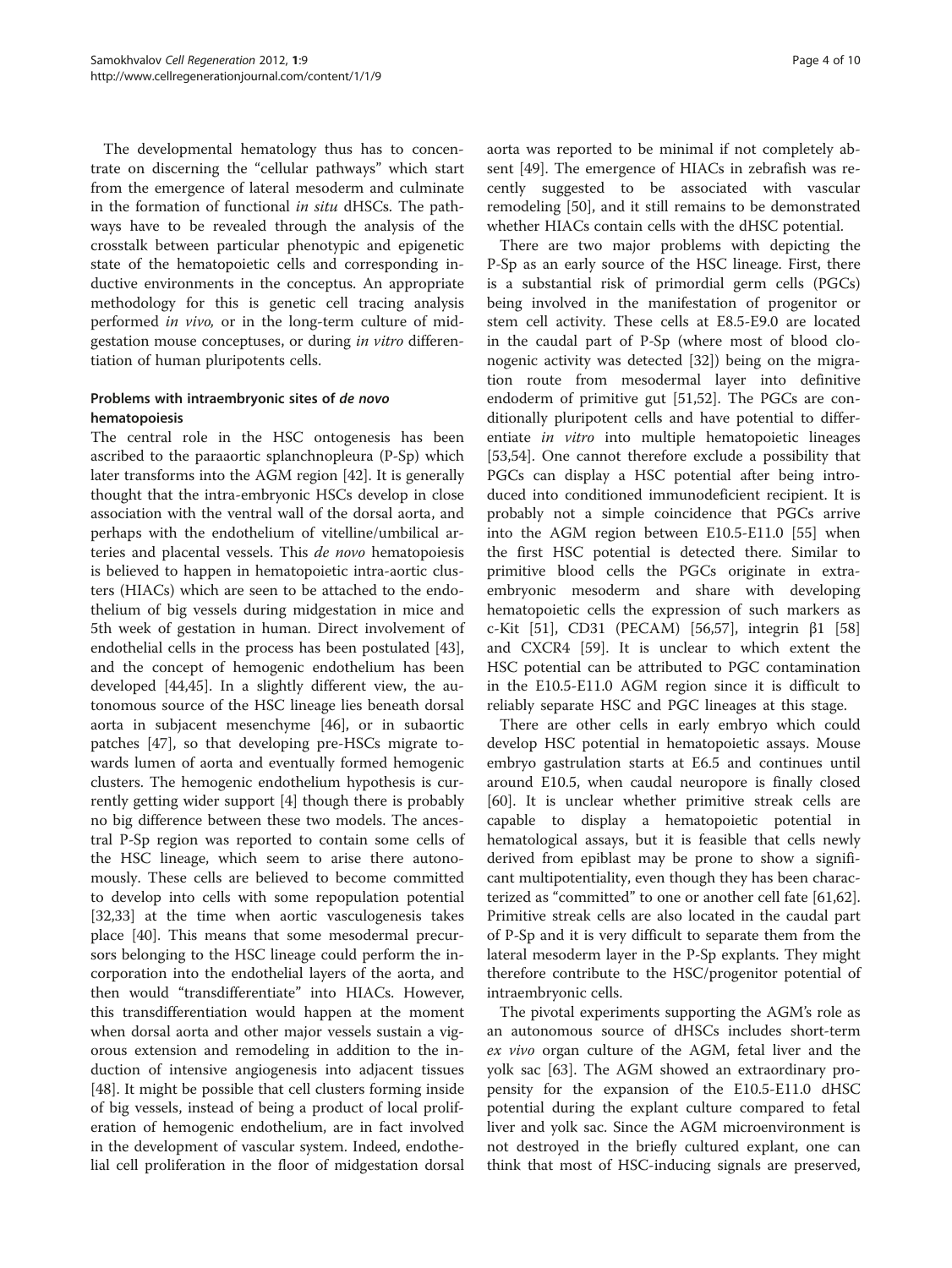The developmental hematology thus has to concentrate on discerning the "cellular pathways" which start from the emergence of lateral mesoderm and culminate in the formation of functional *in situ* dHSCs. The pathways have to be revealed through the analysis of the crosstalk between particular phenotypic and epigenetic state of the hematopoietic cells and corresponding inductive environments in the conceptus. An appropriate methodology for this is genetic cell tracing analysis performed *in vivo,* or in the long-term culture of midgestation mouse conceptuses, or during *in vitro* differentiation of human pluripotents cells.

### Problems with intraembryonic sites of *de novo* hematopoiesis

The central role in the HSC ontogenesis has been ascribed to the paraaortic splanchnopleura (P-Sp) which later transforms into the AGM region [42]. It is generally thought that the intra-embryonic HSCs develop in close association with the ventral wall of the dorsal aorta, and perhaps with the endothelium of vitelline/umbilical arteries and placental vessels. This *de novo* hematopoiesis is believed to happen in hematopoietic intra-aortic clusters (HIACs) which are seen to be attached to the endothelium of big vessels during midgestation in mice and 5th week of gestation in human. Direct involvement of endothelial cells in the process has been postulated [43], and the concept of hemogenic endothelium has been developed [44,45]. In a slightly different view, the autonomous source of the HSC lineage lies beneath dorsal aorta in subjacent mesenchyme [46], or in subaortic patches [47], so that developing pre-HSCs migrate towards lumen of aorta and eventually formed hemogenic clusters. The hemogenic endothelium hypothesis is currently getting wider support [4] though there is probably no big difference between these two models. The ancestral P-Sp region was reported to contain some cells of the HSC lineage, which seem to arise there autonomously. These cells are believed to become committed to develop into cells with some repopulation potential [32,33] at the time when aortic vasculogenesis takes place [40]. This means that some mesodermal precursors belonging to the HSC lineage could perform the incorporation into the endothelial layers of the aorta, and then would "transdifferentiate" into HIACs. However, this transdifferentiation would happen at the moment when dorsal aorta and other major vessels sustain a vigorous extension and remodeling in addition to the induction of intensive angiogenesis into adjacent tissues [48]. It might be possible that cell clusters forming inside of big vessels, instead of being a product of local proliferation of hemogenic endothelium, are in fact involved in the development of vascular system. Indeed, endothelial cell proliferation in the floor of midgestation dorsal aorta was reported to be minimal if not completely absent [49]. The emergence of HIACs in zebrafish was recently suggested to be associated with vascular remodeling [50], and it still remains to be demonstrated whether HIACs contain cells with the dHSC potential.

There are two major problems with depicting the P-Sp as an early source of the HSC lineage. First, there is a substantial risk of primordial germ cells (PGCs) being involved in the manifestation of progenitor or stem cell activity. These cells at E8.5-E9.0 are located in the caudal part of P-Sp (where most of blood clonogenic activity was detected [32]) being on the migration route from mesodermal layer into definitive endoderm of primitive gut [51,52]. The PGCs are conditionally pluripotent cells and have potential to differentiate *in vitro* into multiple hematopoietic lineages [53,54]. One cannot therefore exclude a possibility that PGCs can display a HSC potential after being introduced into conditioned immunodeficient recipient. It is probably not a simple coincidence that PGCs arrive into the AGM region between E10.5-E11.0 [55] when the first HSC potential is detected there. Similar to primitive blood cells the PGCs originate in extraembryonic mesoderm and share with developing hematopoietic cells the expression of such markers as c-Kit [51], CD31 (PECAM) [56,57], integrin β1 [58] and CXCR4 [59]. It is unclear to which extent the HSC potential can be attributed to PGC contamination in the E10.5-E11.0 AGM region since it is difficult to reliably separate HSC and PGC lineages at this stage.

There are other cells in early embryo which could develop HSC potential in hematopoietic assays. Mouse embryo gastrulation starts at E6.5 and continues until around E10.5, when caudal neuropore is finally closed [60]. It is unclear whether primitive streak cells are capable to display a hematopoietic potential in hematological assays, but it is feasible that cells newly derived from epiblast may be prone to show a significant multipotentiality, even though they has been characterized as "committed" to one or another cell fate [61,62]. Primitive streak cells are also located in the caudal part of P-Sp and it is very difficult to separate them from the lateral mesoderm layer in the P-Sp explants. They might therefore contribute to the HSC/progenitor potential of intraembryonic cells.

The pivotal experiments supporting the AGM's role as an autonomous source of dHSCs includes short-term *ex vivo* organ culture of the AGM, fetal liver and the yolk sac [63]. The AGM showed an extraordinary propensity for the expansion of the E10.5-E11.0 dHSC potential during the explant culture compared to fetal liver and yolk sac. Since the AGM microenvironment is not destroyed in the briefly cultured explant, one can think that most of HSC-inducing signals are preserved,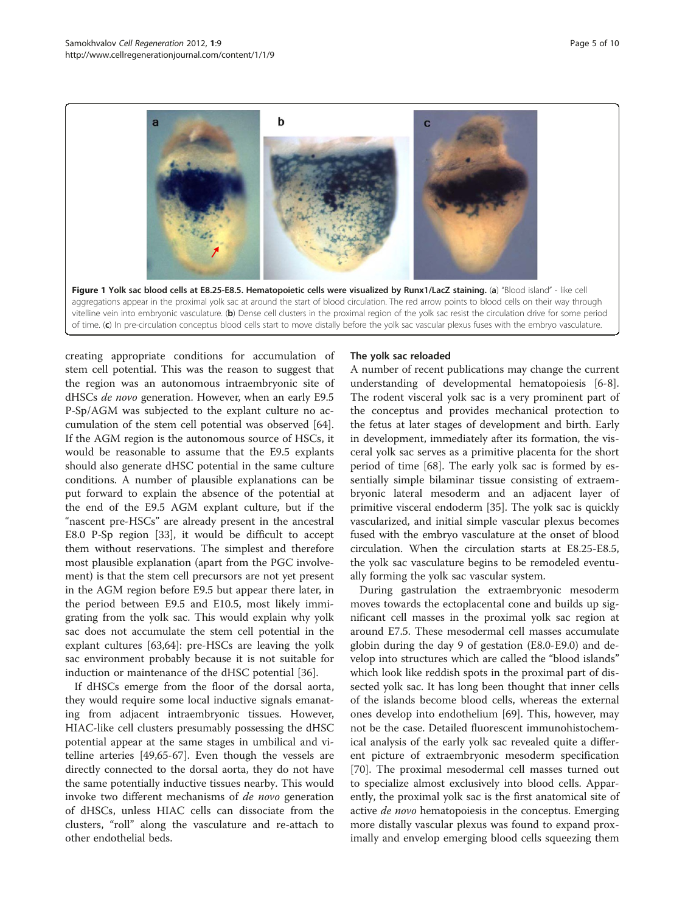**Figure 1 Yolk sac blood cells at E8.25-E8.5. Hematopoietic cells were visualized by Runx1/LacZ staining.** (**a**) "Blood island" - like cell aggregations appear in the proximal yolk sac at around the start of blood circulation. The red arrow points to blood cells on their way through vitelline vein into embryonic vasculature. (**b**) Dense cell clusters in the proximal region of the yolk sac resist the circulation drive for some period of time. (**c**) In pre-circulation conceptus blood cells start to move distally before the yolk sac vascular plexus fuses with the embryo vasculature.

creating appropriate conditions for accumulation of stem cell potential. This was the reason to suggest that the region was an autonomous intraembryonic site of dHSCs *de novo* generation. However, when an early E9.5 P-Sp/AGM was subjected to the explant culture no accumulation of the stem cell potential was observed [64]. If the AGM region is the autonomous source of HSCs, it would be reasonable to assume that the E9.5 explants should also generate dHSC potential in the same culture conditions. A number of plausible explanations can be put forward to explain the absence of the potential at the end of the E9.5 AGM explant culture, but if the "nascent pre-HSCs" are already present in the ancestral E8.0 P-Sp region [33], it would be difficult to accept them without reservations. The simplest and therefore most plausible explanation (apart from the PGC involvement) is that the stem cell precursors are not yet present in the AGM region before E9.5 but appear there later, in the period between E9.5 and E10.5, most likely immigrating from the yolk sac. This would explain why yolk sac does not accumulate the stem cell potential in the explant cultures [63,64]: pre-HSCs are leaving the yolk sac environment probably because it is not suitable for induction or maintenance of the dHSC potential [36].

If dHSCs emerge from the floor of the dorsal aorta, they would require some local inductive signals emanating from adjacent intraembryonic tissues. However, HIAC-like cell clusters presumably possessing the dHSC potential appear at the same stages in umbilical and vitelline arteries [49,65-67]. Even though the vessels are directly connected to the dorsal aorta, they do not have the same potentially inductive tissues nearby. This would invoke two different mechanisms of *de novo* generation of dHSCs, unless HIAC cells can dissociate from the clusters, "roll" along the vasculature and re-attach to other endothelial beds.

## The yolk sac reloaded

A number of recent publications may change the current understanding of developmental hematopoiesis [6-8]. The rodent visceral yolk sac is a very prominent part of the conceptus and provides mechanical protection to the fetus at later stages of development and birth. Early in development, immediately after its formation, the visceral yolk sac serves as a primitive placenta for the short period of time [68]. The early yolk sac is formed by essentially simple bilaminar tissue consisting of extraembryonic lateral mesoderm and an adjacent layer of primitive visceral endoderm [35]. The yolk sac is quickly vascularized, and initial simple vascular plexus becomes fused with the embryo vasculature at the onset of blood circulation. When the circulation starts at E8.25-E8.5, the yolk sac vasculature begins to be remodeled eventually forming the yolk sac vascular system.

During gastrulation the extraembryonic mesoderm moves towards the ectoplacental cone and builds up significant cell masses in the proximal yolk sac region at around E7.5. These mesodermal cell masses accumulate globin during the day 9 of gestation (E8.0-E9.0) and develop into structures which are called the "blood islands" which look like reddish spots in the proximal part of dissected yolk sac. It has long been thought that inner cells of the islands become blood cells, whereas the external ones develop into endothelium [69]. This, however, may not be the case. Detailed fluorescent immunohistochemical analysis of the early yolk sac revealed quite a different picture of extraembryonic mesoderm specification [70]. The proximal mesodermal cell masses turned out to specialize almost exclusively into blood cells. Apparently, the proximal yolk sac is the first anatomical site of active *de novo* hematopoiesis in the conceptus. Emerging more distally vascular plexus was found to expand proximally and envelop emerging blood cells squeezing them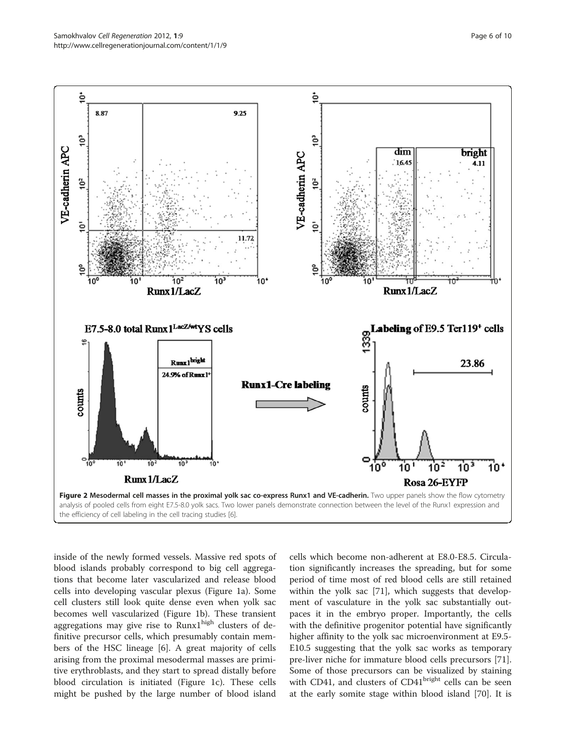**Figure 2 Mesodermal cell masses in the proximal yolk sac co-express Runx1 and VE-cadherin.** Two upper panels show the flow cytometry analysis of pooled cells from eight E7.5-8.0 yolk sacs. Two lower panels demonstrate connection between the level of the Runx1 expression and the efficiency of cell labeling in the cell tracing studies [6].

inside of the newly formed vessels. Massive red spots of blood islands probably correspond to big cell aggregations that become later vascularized and release blood cells into developing vascular plexus (Figure 1a). Some cell clusters still look quite dense even when yolk sac becomes well vascularized (Figure 1b). These transient aggregations may give rise to Runx1$^{high}$ clusters of definitive precursor cells, which presumably contain members of the HSC lineage [6]. A great majority of cells arising from the proximal mesodermal masses are primitive erythroblasts, and they start to spread distally before blood circulation is initiated (Figure 1c). These cells might be pushed by the large number of blood island cells which become non-adherent at E8.0-E8.5. Circulation significantly increases the spreading, but for some period of time most of red blood cells are still retained within the yolk sac [71], which suggests that development of vasculature in the yolk sac substantially outpaces it in the embryo proper. Importantly, the cells with the definitive progenitor potential have significantly higher affinity to the yolk sac microenvironment at E9.5-E10.5 suggesting that the yolk sac works as temporary pre-liver niche for immature blood cells precursors [71]. Some of those precursors can be visualized by staining with CD41, and clusters of CD41$^{bright}$ cells can be seen at the early somite stage within blood island [70]. It is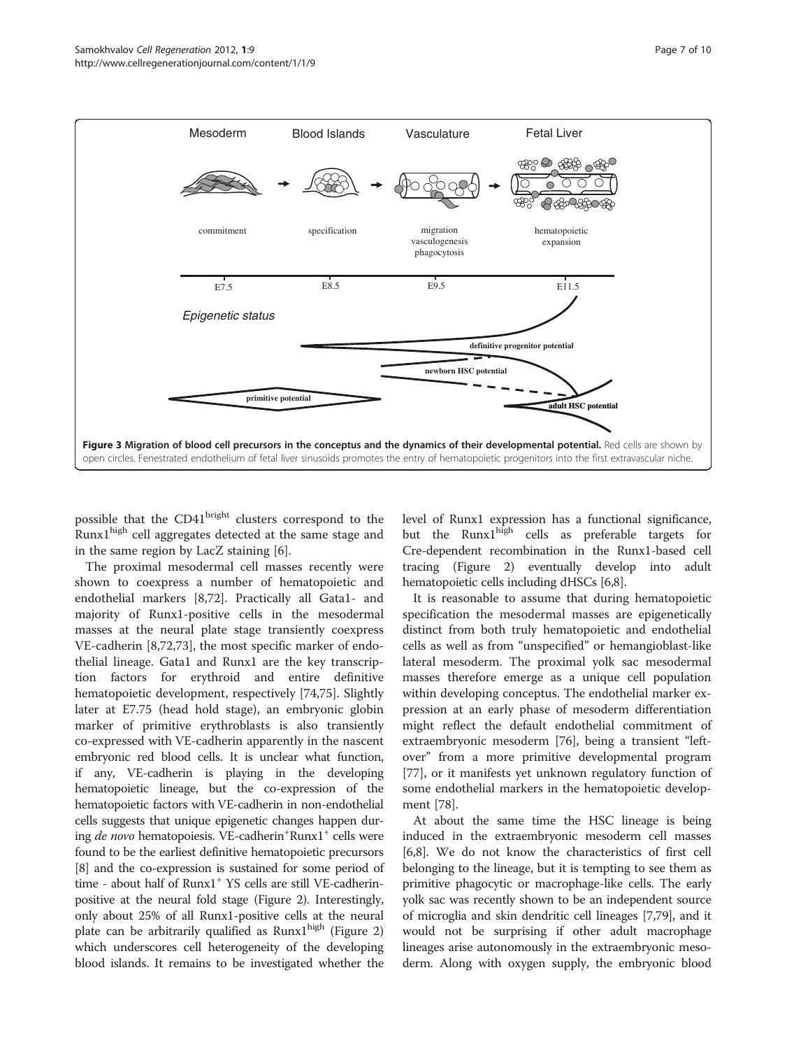**Figure 3 Migration of blood cell precursors in the conceptus and the dynamics of their developmental potential.** Red cells are shown by open circles. Fenestrated endothelium of fetal liver sinusoids promotes the entry of hematopoietic progenitors into the first extravascular niche.

possible that the CD41$^{bright}$ clusters correspond to the Runx1$^{high}$ cell aggregates detected at the same stage and in the same region by LacZ staining [6].

The proximal mesodermal cell masses recently were shown to coexpress a number of hematopoietic and endothelial markers [8,72]. Practically all Gata1- and majority of Runx1-positive cells in the mesodermal masses at the neural plate stage transiently coexpress VE-cadherin [8,72,73], the most specific marker of endothelial lineage. Gata1 and Runx1 are the key transcription factors for erythroid and entire definitive hematopoietic development, respectively [74,75]. Slightly later at E7.75 (head hold stage), an embryonic globin marker of primitive erythroblasts is also transiently co-expressed with VE-cadherin apparently in the nascent embryonic red blood cells. It is unclear what function, if any, VE-cadherin is playing in the developing hematopoietic lineage, but the co-expression of the hematopoietic factors with VE-cadherin in non-endothelial cells suggests that unique epigenetic changes happen during *de novo* hematopoiesis. VE-cadherin$^{+}$Runx1$^{+}$ cells were found to be the earliest definitive hematopoietic precursors [8] and the co-expression is sustained for some period of time - about half of Runx1$^{+}$ YS cells are still VE-cadherin-positive at the neural fold stage (Figure 2). Interestingly, only about 25% of all Runx1-positive cells at the neural plate can be arbitrarily qualified as Runx1$^{high}$ (Figure 2) which underscores cell heterogeneity of the developing blood islands. It remains to be investigated whether the level of Runx1 expression has a functional significance, but the Runx1$^{high}$ cells as preferable targets for Cre-dependent recombination in the Runx1-based cell tracing (Figure 2) eventually develop into adult hematopoietic cells including dHSCs [6,8].

It is reasonable to assume that during hematopoietic specification the mesodermal masses are epigenetically distinct from both truly hematopoietic and endothelial cells as well as from "unspecified" or hemangioblast-like lateral mesoderm. The proximal yolk sac mesodermal masses therefore emerge as a unique cell population within developing conceptus. The endothelial marker expression at an early phase of mesoderm differentiation might reflect the default endothelial commitment of extraembryonic mesoderm [76], being a transient "left-over" from a more primitive developmental program [77], or it manifests yet unknown regulatory function of some endothelial markers in the hematopoietic development [78].

At about the same time the HSC lineage is being induced in the extraembryonic mesoderm cell masses [6,8]. We do not know the characteristics of first cell belonging to the lineage, but it is tempting to see them as primitive phagocytic or macrophage-like cells. The early yolk sac was recently shown to be an independent source of microglia and skin dendritic cell lineages [7,79], and it would not be surprising if other adult macrophage lineages arise autonomously in the extraembryonic mesoderm. Along with oxygen supply, the embryonic blood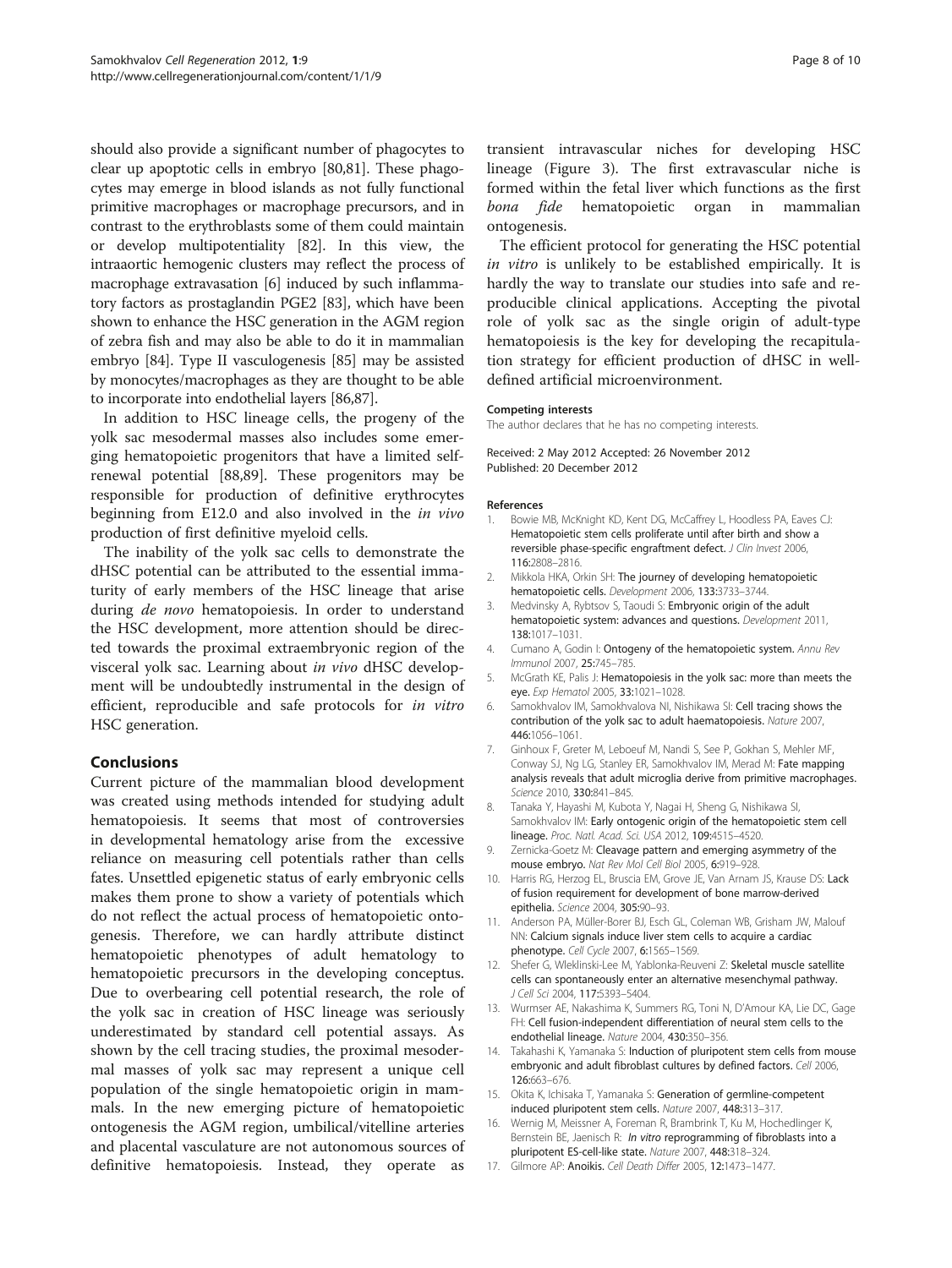should also provide a significant number of phagocytes to clear up apoptotic cells in embryo [80,81]. These phagocytes may emerge in blood islands as not fully functional primitive macrophages or macrophage precursors, and in contrast to the erythroblasts some of them could maintain or develop multipotentiality [82]. In this view, the intraaortic hemogenic clusters may reflect the process of macrophage extravasation [6] induced by such inflammatory factors as prostaglandin PGE2 [83], which have been shown to enhance the HSC generation in the AGM region of zebra fish and may also be able to do it in mammalian embryo [84]. Type II vasculogenesis [85] may be assisted by monocytes/macrophages as they are thought to be able to incorporate into endothelial layers [86,87].

In addition to HSC lineage cells, the progeny of the yolk sac mesodermal masses also includes some emerging hematopoietic progenitors that have a limited self-renewal potential [88,89]. These progenitors may be responsible for production of definitive erythrocytes beginning from E12.0 and also involved in the *in vivo* production of first definitive myeloid cells.

The inability of the yolk sac cells to demonstrate the dHSC potential can be attributed to the essential immaturity of early members of the HSC lineage that arise during *de novo* hematopoiesis. In order to understand the HSC development, more attention should be directed towards the proximal extraembryonic region of the visceral yolk sac. Learning about *in vivo* dHSC development will be undoubtedly instrumental in the design of efficient, reproducible and safe protocols for *in vitro* HSC generation.

## Conclusions

Current picture of the mammalian blood development was created using methods intended for studying adult hematopoiesis. It seems that most of controversies in developmental hematology arise from the excessive reliance on measuring cell potentials rather than cells fates. Unsettled epigenetic status of early embryonic cells makes them prone to show a variety of potentials which do not reflect the actual process of hematopoietic ontogenesis. Therefore, we can hardly attribute distinct hematopoietic phenotypes of adult hematology to hematopoietic precursors in the developing conceptus. Due to overbearing cell potential research, the role of the yolk sac in creation of HSC lineage was seriously underestimated by standard cell potential assays. As shown by the cell tracing studies, the proximal mesodermal masses of yolk sac may represent a unique cell population of the single hematopoietic origin in mammals. In the new emerging picture of hematopoietic ontogenesis the AGM region, umbilical/vitelline arteries and placental vasculature are not autonomous sources of definitive hematopoiesis. Instead, they operate as transient intravascular niches for developing HSC lineage (Figure 3). The first extravascular niche is formed within the fetal liver which functions as the first *bona fide* hematopoietic organ in mammalian ontogenesis.

The efficient protocol for generating the HSC potential *in vitro* is unlikely to be established empirically. It is hardly the way to translate our studies into safe and reproducible clinical applications. Accepting the pivotal role of yolk sac as the single origin of adult-type hematopoiesis is the key for developing the recapitulation strategy for efficient production of dHSC in well-defined artificial microenvironment.

#### Competing interests

The author declares that he has no competing interests.

Received: 2 May 2012 Accepted: 26 November 2012
Published: 20 December 2012

#### References

1. Bowie MB, McKnight KD, Kent DG, McCaffrey L, Hoodless PA, Eaves CJ: **Hematopoietic stem cells proliferate until after birth and show a reversible phase-specific engraftment defect.** *J Clin Invest* 2006, **116:**2808–2816.
2. Mikkola HKA, Orkin SH: **The journey of developing hematopoietic hematopoietic cells.** *Development* 2006, **133:**3733–3744.
3. Medvinsky A, Rybtsov S, Taoudi S: **Embryonic origin of the adult hematopoietic system: advances and questions.** *Development* 2011, **138:**1017–1031.
4. Cumano A, Godin I: **Ontogeny of the hematopoietic system.** *Annu Rev Immunol* 2007, **25:**745–785.
5. McGrath KE, Palis J: **Hematopoiesis in the yolk sac: more than meets the eye.** *Exp Hematol* 2005, **33:**1021–1028.
6. Samokhvalov IM, Samokhvalova NI, Nishikawa SI: **Cell tracing shows the contribution of the yolk sac to adult haematopoiesis.** *Nature* 2007, **446:**1056–1061.
7. Ginhoux F, Greter M, Leboeuf M, Nandi S, See P, Gokhan S, Mehler MF, Conway SJ, Ng LG, Stanley ER, Samokhvalov IM, Merad M: **Fate mapping analysis reveals that adult microglia derive from primitive macrophages.** *Science* 2010, **330:**841–845.
8. Tanaka Y, Hayashi M, Kubota Y, Nagai H, Sheng G, Nishikawa SI, Samokhvalov IM: **Early ontogenic origin of the hematopoietic stem cell lineage.** *Proc. Natl. Acad. Sci. USA* 2012, **109:**4515–4520.
9. Zernicka-Goetz M: **Cleavage pattern and emerging asymmetry of the mouse embryo.** *Nat Rev Mol Cell Biol* 2005, **6:**919–928.
10. Harris RG, Herzog EL, Bruscia EM, Grove JE, Van Arnam JS, Krause DS: **Lack of fusion requirement for development of bone marrow-derived epithelia.** *Science* 2004, **305:**90–93.
11. Anderson PA, Müller-Borer BJ, Esch GL, Coleman WB, Grisham JW, Malouf NN: **Calcium signals induce liver stem cells to acquire a cardiac phenotype.** *Cell Cycle* 2007, **6:**1565–1569.
12. Shefer G, Wleklinski-Lee M, Yablonka-Reuveni Z: **Skeletal muscle satellite cells can spontaneously enter an alternative mesenchymal pathway.** *J Cell Sci* 2004, **117:**5393–5404.
13. Wurmser AE, Nakashima K, Summers RG, Toni N, D'Amour KA, Lie DC, Gage FH: **Cell fusion-independent differentiation of neural stem cells to the endothelial lineage.** *Nature* 2004, **430:**350–356.
14. Takahashi K, Yamanaka S: **Induction of pluripotent stem cells from mouse embryonic and adult fibroblast cultures by defined factors.** *Cell* 2006, **126:**663–676.
15. Okita K, Ichisaka T, Yamanaka S: **Generation of germline-competent induced pluripotent stem cells.** *Nature* 2007, **448:**313–317.
16. Wernig M, Meissner A, Foreman R, Brambrink T, Ku M, Hochedlinger K, Bernstein BE, Jaenisch R: ***In vitro* reprogramming of fibroblasts into a pluripotent ES-cell-like state.** *Nature* 2007, **448:**318–324.
17. Gilmore AP: **Anoikis.** *Cell Death Differ* 2005, **12:**1473–1477.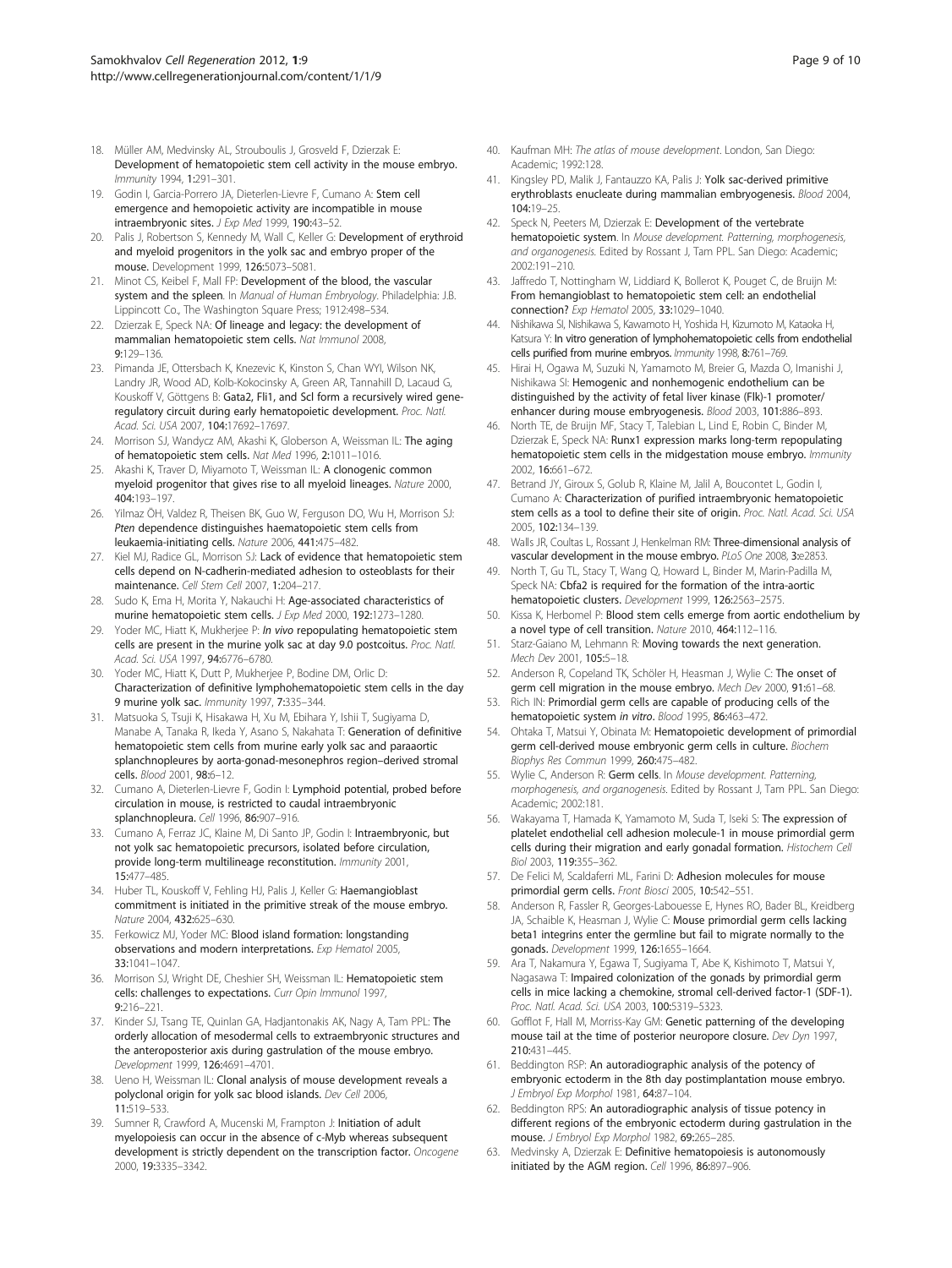18. Müller AM, Medvinsky AL, Strouboulis J, Grosveld F, Dzierzak E: **Development of hematopoietic stem cell activity in the mouse embryo.** *Immunity* 1994, **1:**291–301.
19. Godin I, Garcia-Porrero JA, Dieterlen-Lievre F, Cumano A: **Stem cell emergence and hemopoietic activity are incompatible in mouse intraembryonic sites.** *J Exp Med* 1999, **190:**43–52.
20. Palis J, Robertson S, Kennedy M, Wall C, Keller G: **Development of erythroid and myeloid progenitors in the yolk sac and embryo proper of the mouse.** Development 1999, **126:**5073–5081.
21. Minot CS, Keibel F, Mall FP: **Development of the blood, the vascular system and the spleen.** In *Manual of Human Embryology*. Philadelphia: J.B. Lippincott Co., The Washington Square Press; 1912:498–534.
22. Dzierzak E, Speck NA: **Of lineage and legacy: the development of mammalian hematopoietic stem cells.** *Nat Immunol* 2008, **9:**129–136.
23. Pimanda JE, Ottersbach K, Knezevic K, Kinston S, Chan WYI, Wilson NK, Landry JR, Wood AD, Kolb-Kokocinsky A, Green AR, Tannahill D, Lacaud G, Kouskoff V, Göttgens B: **Gata2, Fli1, and Scl form a recursively wired gene-regulatory circuit during early hematopoietic development.** *Proc. Natl. Acad. Sci. USA* 2007, **104:**17692–17697.
24. Morrison SJ, Wandycz AM, Akashi K, Globerson A, Weissman IL: **The aging of hematopoietic stem cells.** *Nat Med* 1996, **2:**1011–1016.
25. Akashi K, Traver D, Miyamoto T, Weissman IL: **A clonogenic common myeloid progenitor that gives rise to all myeloid lineages.** *Nature* 2000, **404:**193–197.
26. Yilmaz ÖH, Valdez R, Theisen BK, Guo W, Ferguson DO, Wu H, Morrison SJ: ***Pten* dependence distinguishes haematopoietic stem cells from leukaemia-initiating cells.** *Nature* 2006, **441:**475–482.
27. Kiel MJ, Radice GL, Morrison SJ: **Lack of evidence that hematopoietic stem cells depend on N-cadherin-mediated adhesion to osteoblasts for their maintenance.** *Cell Stem Cell* 2007, **1:**204–217.
28. Sudo K, Ema H, Morita Y, Nakauchi H: **Age-associated characteristics of murine hematopoietic stem cells.** *J Exp Med* 2000, **192:**1273–1280.
29. Yoder MC, Hiatt K, Mukherjee P: ***In vivo* repopulating hematopoietic stem cells are present in the murine yolk sac at day 9.0 postcoitus.** *Proc. Natl. Acad. Sci. USA* 1997, **94:**6776–6780.
30. Yoder MC, Hiatt K, Dutt P, Mukherjee P, Bodine DM, Orlic D: **Characterization of definitive lymphohematopoietic stem cells in the day 9 murine yolk sac.** *Immunity* 1997, **7:**335–344.
31. Matsuoka S, Tsuji K, Hisakawa H, Xu M, Ebihara Y, Ishii T, Sugiyama D, Manabe A, Tanaka R, Ikeda Y, Asano S, Nakahata T: **Generation of definitive hematopoietic stem cells from murine early yolk sac and paraaortic splanchnopleures by aorta-gonad-mesonephros region–derived stromal cells.** *Blood* 2001, **98:**6–12.
32. Cumano A, Dieterlen-Lievre F, Godin I: **Lymphoid potential, probed before circulation in mouse, is restricted to caudal intraembryonic splanchnopleura.** *Cell* 1996, **86:**907–916.
33. Cumano A, Ferraz JC, Klaine M, Di Santo JP, Godin I: **Intraembryonic, but not yolk sac hematopoietic precursors, isolated before circulation, provide long-term multilineage reconstitution.** *Immunity* 2001, **15:**477–485.
34. Huber TL, Kouskoff V, Fehling HJ, Palis J, Keller G: **Haemangioblast commitment is initiated in the primitive streak of the mouse embryo.** *Nature* 2004, **432:**625–630.
35. Ferkowicz MJ, Yoder MC: **Blood island formation: longstanding observations and modern interpretations.** *Exp Hematol* 2005, **33:**1041–1047.
36. Morrison SJ, Wright DE, Cheshier SH, Weissman IL: **Hematopoietic stem cells: challenges to expectations.** *Curr Opin Immunol* 1997, **9:**216–221.
37. Kinder SJ, Tsang TE, Quinlan GA, Hadjantonakis AK, Nagy A, Tam PPL: **The orderly allocation of mesodermal cells to extraembryonic structures and the anteroposterior axis during gastrulation of the mouse embryo.** *Development* 1999, **126:**4691–4701.
38. Ueno H, Weissman IL: **Clonal analysis of mouse development reveals a polyclonal origin for yolk sac blood islands.** *Dev Cell* 2006, **11:**519–533.
39. Sumner R, Crawford A, Mucenski M, Frampton J: **Initiation of adult myelopoiesis can occur in the absence of c-Myb whereas subsequent development is strictly dependent on the transcription factor.** *Oncogene* 2000, **19:**3335–3342.
40. Kaufman MH: *The atlas of mouse development*. London, San Diego: Academic; 1992:128.
41. Kingsley PD, Malik J, Fantauzzo KA, Palis J: **Yolk sac-derived primitive erythroblasts enucleate during mammalian embryogenesis.** *Blood* 2004, **104:**19–25.
42. Speck N, Peeters M, Dzierzak E: **Development of the vertebrate hematopoietic system.** In *Mouse development. Patterning, morphogenesis, and organogenesis*. Edited by Rossant J, Tam PPL. San Diego: Academic; 2002:191–210.
43. Jaffredo T, Nottingham W, Liddiard K, Bollerot K, Pouget C, de Bruijn M: **From hemangioblast to hematopoietic stem cell: an endothelial connection?** *Exp Hematol* 2005, **33:**1029–1040.
44. Nishikawa SI, Nishikawa S, Kawamoto H, Yoshida H, Kizumoto M, Kataoka H, Katsura Y: **In vitro generation of lymphohematopoietic cells from endothelial cells purified from murine embryos.** *Immunity* 1998, **8:**761–769.
45. Hirai H, Ogawa M, Suzuki N, Yamamoto M, Breier G, Mazda O, Imanishi J, Nishikawa SI: **Hemogenic and nonhemogenic endothelium can be distinguished by the activity of fetal liver kinase (Flk)-1 promoter/enhancer during mouse embryogenesis.** *Blood* 2003, **101:**886–893.
46. North TE, de Bruijn MF, Stacy T, Talebian L, Lind E, Robin C, Binder M, Dzierzak E, Speck NA: **Runx1 expression marks long-term repopulating hematopoietic stem cells in the midgestation mouse embryo.** *Immunity* 2002, **16:**661–672.
47. Betrand JY, Giroux S, Golub R, Klaine M, Jalil A, Boucontet L, Godin I, Cumano A: **Characterization of purified intraembryonic hematopoietic stem cells as a tool to define their site of origin.** *Proc. Natl. Acad. Sci. USA* 2005, **102:**134–139.
48. Walls JR, Coultas L, Rossant J, Henkelman RM: **Three-dimensional analysis of vascular development in the mouse embryo.** *PLoS One* 2008, **3:**e2853.
49. North T, Gu TL, Stacy T, Wang Q, Howard L, Binder M, Marin-Padilla M, Speck NA: **Cbfa2 is required for the formation of the intra-aortic hematopoietic clusters.** *Development* 1999, **126:**2563–2575.
50. Kissa K, Herbomel P: **Blood stem cells emerge from aortic endothelium by a novel type of cell transition.** *Nature* 2010, **464:**112–116.
51. Starz-Gaiano M, Lehmann R: **Moving towards the next generation.** *Mech Dev* 2001, **105:**5–18.
52. Anderson R, Copeland TK, Schöler H, Heasman J, Wylie C: **The onset of germ cell migration in the mouse embryo.** *Mech Dev* 2000, **91:**61–68.
53. Rich IN: **Primordial germ cells are capable of producing cells of the hematopoietic system *in vitro*.** *Blood* 1995, **86:**463–472.
54. Ohtaka T, Matsui Y, Obinata M: **Hematopoietic development of primordial germ cell-derived mouse embryonic germ cells in culture.** *Biochem Biophys Res Commun* 1999, **260:**475–482.
55. Wylie C, Anderson R: **Germ cells.** In *Mouse development. Patterning, morphogenesis, and organogenesis*. Edited by Rossant J, Tam PPL. San Diego: Academic; 2002:181.
56. Wakayama T, Hamada K, Yamamoto M, Suda T, Iseki S: **The expression of platelet endothelial cell adhesion molecule-1 in mouse primordial germ cells during their migration and early gonadal formation.** *Histochem Cell Biol* 2003, **119:**355–362.
57. De Felici M, Scaldaferri ML, Farini D: **Adhesion molecules for mouse primordial germ cells.** *Front Biosci* 2005, **10:**542–551.
58. Anderson R, Fassler R, Georges-Labouesse E, Hynes RO, Bader BL, Kreidberg JA, Schaible K, Heasman J, Wylie C: **Mouse primordial germ cells lacking beta1 integrins enter the germline but fail to migrate normally to the gonads.** *Development* 1999, **126:**1655–1664.
59. Ara T, Nakamura Y, Egawa T, Sugiyama T, Abe K, Kishimoto T, Matsui Y, Nagasawa T: **Impaired colonization of the gonads by primordial germ cells in mice lacking a chemokine, stromal cell-derived factor-1 (SDF-1).** *Proc. Natl. Acad. Sci. USA* 2003, **100:**5319–5323.
60. Gofflot F, Hall M, Morriss-Kay GM: **Genetic patterning of the developing mouse tail at the time of posterior neuropore closure.** *Dev Dyn* 1997, **210:**431–445.
61. Beddington RSP: **An autoradiographic analysis of the potency of embryonic ectoderm in the 8th day postimplantation mouse embryo.** *J Embryol Exp Morphol* 1981, **64:**87–104.
62. Beddington RPS: **An autoradiographic analysis of tissue potency in different regions of the embryonic ectoderm during gastrulation in the mouse.** *J Embryol Exp Morphol* 1982, **69:**265–285.
63. Medvinsky A, Dzierzak E: **Definitive hematopoiesis is autonomously initiated by the AGM region.** *Cell* 1996, **86:**897–906.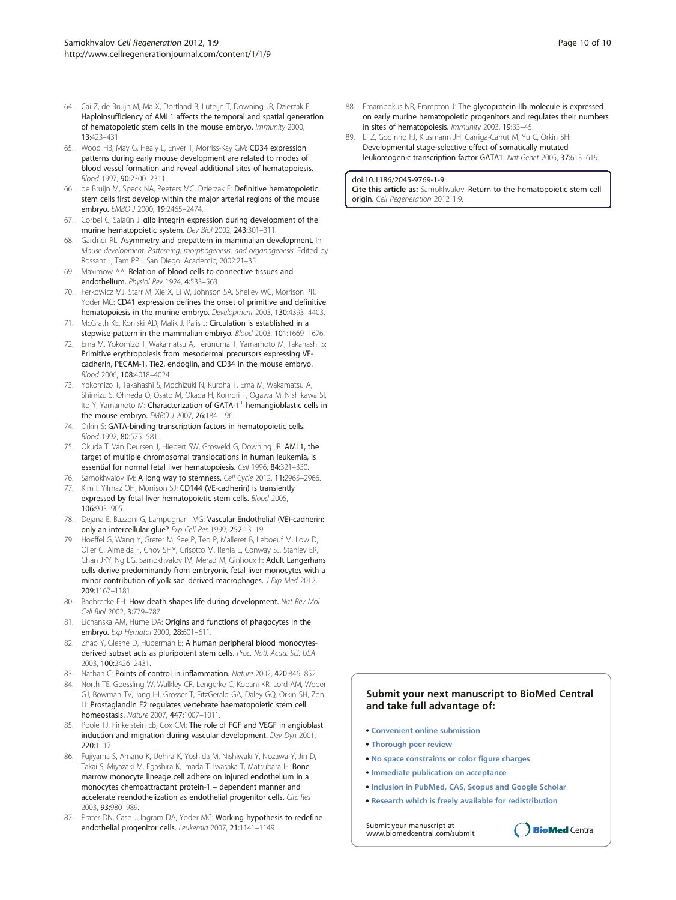64. Cai Z, de Bruijn M, Ma X, Dortland B, Luteijn T, Downing JR, Dzierzak E: **Haploinsufficiency of AML1 affects the temporal and spatial generation of hematopoietic stem cells in the mouse embryo.** *Immunity* 2000, **13**:423–431.
65. Wood HB, May G, Healy L, Enver T, Morriss-Kay GM: **CD34 expression patterns during early mouse development are related to modes of blood vessel formation and reveal additional sites of hematopoiesis.** *Blood* 1997, **90**:2300–2311.
66. de Bruijn M, Speck NA, Peeters MC, Dzierzak E: **Definitive hematopoietic stem cells first develop within the major arterial regions of the mouse embryo.** *EMBO J* 2000, **19**:2465–2474.
67. Corbel C, Salaün J: **αIIb integrin expression during development of the murine hematopoietic system.** *Dev Biol* 2002, **243**:301–311.
68. Gardner RL: **Asymmetry and prepattern in mammalian development.** In *Mouse development. Patterning, morphogenesis, and organogenesis*. Edited by Rossant J, Tam PPL. San Diego: Academic; 2002:21–35.
69. Maximow AA: **Relation of blood cells to connective tissues and endothelium.** *Physiol Rev* 1924, **4**:533–563.
70. Ferkowicz MJ, Starr M, Xie X, Li W, Johnson SA, Shelley WC, Morrison PR, Yoder MC: **CD41 expression defines the onset of primitive and definitive hematopoiesis in the murine embryo.** *Development* 2003, **130**:4393–4403.
71. McGrath KE, Koniski AD, Malik J, Palis J: **Circulation is established in a stepwise pattern in the mammalian embryo.** *Blood* 2003, **101**:1669–1676.
72. Ema M, Yokomizo T, Wakamatsu A, Terunuma T, Yamamoto M, Takahashi S: **Primitive erythropoiesis from mesodermal precursors expressing VE-cadherin, PECAM-1, Tie2, endoglin, and CD34 in the mouse embryo.** *Blood* 2006, **108**:4018–4024.
73. Yokomizo T, Takahashi S, Mochizuki N, Kuroha T, Ema M, Wakamatsu A, Shimizu S, Ohneda O, Osato M, Okada H, Komori T, Ogawa M, Nishikawa SI, Ito Y, Yamamoto M: **Characterization of GATA-1$^{+}$ hemangioblastic cells in the mouse embryo.** *EMBO J* 2007, **26**:184–196.
74. Orkin S: **GATA-binding transcription factors in hematopoietic cells.** *Blood* 1992, **80**:575–581.
75. Okuda T, Van Deursen J, Hiebert SW, Grosveld G, Downing JR: **AML1, the target of multiple chromosomal translocations in human leukemia, is essential for normal fetal liver hematopoiesis.** *Cell* 1996, **84**:321–330.
76. Samokhvalov IM: **A long way to stemness.** *Cell Cycle* 2012, **11**:2965–2966.
77. Kim I, Yilmaz OH, Morrison SJ: **CD144 (VE-cadherin) is transiently expressed by fetal liver hematopoietic stem cells.** *Blood* 2005, **106**:903–905.
78. Dejana E, Bazzoni G, Lampugnani MG: **Vascular Endothelial (VE)-cadherin: only an intercellular glue?** *Exp Cell Res* 1999, **252**:13–19.
79. Hoeffel G, Wang Y, Greter M, See P, Teo P, Malleret B, Leboeuf M, Low D, Oller G, Almeida F, Choy SHY, Grisotto M, Renia L, Conway SJ, Stanley ER, Chan JKY, Ng LG, Samokhvalov IM, Merad M, Ginhoux F: **Adult Langerhans cells derive predominantly from embryonic fetal liver monocytes with a minor contribution of yolk sac–derived macrophages.** *J Exp Med* 2012, **209**:1167–1181.
80. Baehrecke EH: **How death shapes life during development.** *Nat Rev Mol Cell Biol* 2002, **3**:779–787.
81. Lichanska AM, Hume DA: **Origins and functions of phagocytes in the embryo.** *Exp Hematol* 2000, **28**:601–611.
82. Zhao Y, Glesne D, Huberman E: **A human peripheral blood monocytes-derived subset acts as pluripotent stem cells.** *Proc. Natl. Acad. Sci. USA* 2003, **100**:2426–2431.
83. Nathan C: **Points of control in inflammation.** *Nature* 2002, **420**:846–852.
84. North TE, Goessling W, Walkley CR, Lengerke C, Kopani KR, Lord AM, Weber GJ, Bowman TV, Jang IH, Grosser T, FitzGerald GA, Daley GQ, Orkin SH, Zon LI: **Prostaglandin E2 regulates vertebrate haematopoietic stem cell homeostasis.** *Nature* 2007, **447**:1007–1011.
85. Poole TJ, Finkelstein EB, Cox CM: **The role of FGF and VEGF in angioblast induction and migration during vascular development.** *Dev Dyn* 2001, **220**:1–17.
86. Fujiyama S, Amano K, Uehira K, Yoshida M, Nishiwaki Y, Nozawa Y, Jin D, Takai S, Miyazaki M, Egashira K, Imada T, Iwasaka T, Matsubara H: **Bone marrow monocyte lineage cell adhere on injured endothelium in a monocytes chemoattractant protein-1 – dependent manner and accelerate reendothelization as endothelial progenitor cells.** *Circ Res* 2003, **93**:980–989.
87. Prater DN, Case J, Ingram DA, Yoder MC: **Working hypothesis to redefine endothelial progenitor cells.** *Leukemia* 2007, **21**:1141–1149.
88. Emambokus NR, Frampton J: **The glycoprotein IIb molecule is expressed on early murine hematopoietic progenitors and regulates their numbers in sites of hematopoiesis.** *Immunity* 2003, **19**:33–45.
89. Li Z, Godinho FJ, Klusmann JH, Garriga-Canut M, Yu C, Orkin SH: **Developmental stage-selective effect of somatically mutated leukomogenic transcription factor GATA1.** *Nat Genet* 2005, **37**:613–619.

doi:10.1186/2045-9769-1-9

**Cite this article as:** Samokhvalov: **Return to the hematopoietic stem cell origin.** *Cell Regeneration* 2012 **1**:9.

**Submit your next manuscript to BioMed Central and take full advantage of:**

- **Convenient online submission**
- **Thorough peer review**
- **No space constraints or color figure charges**
- **Immediate publication on acceptance**
- **Inclusion in PubMed, CAS, Scopus and Google Scholar**
- **Research which is freely available for redistribution**

Submit your manuscript at www.biomedcentral.com/submit

BioMed Central